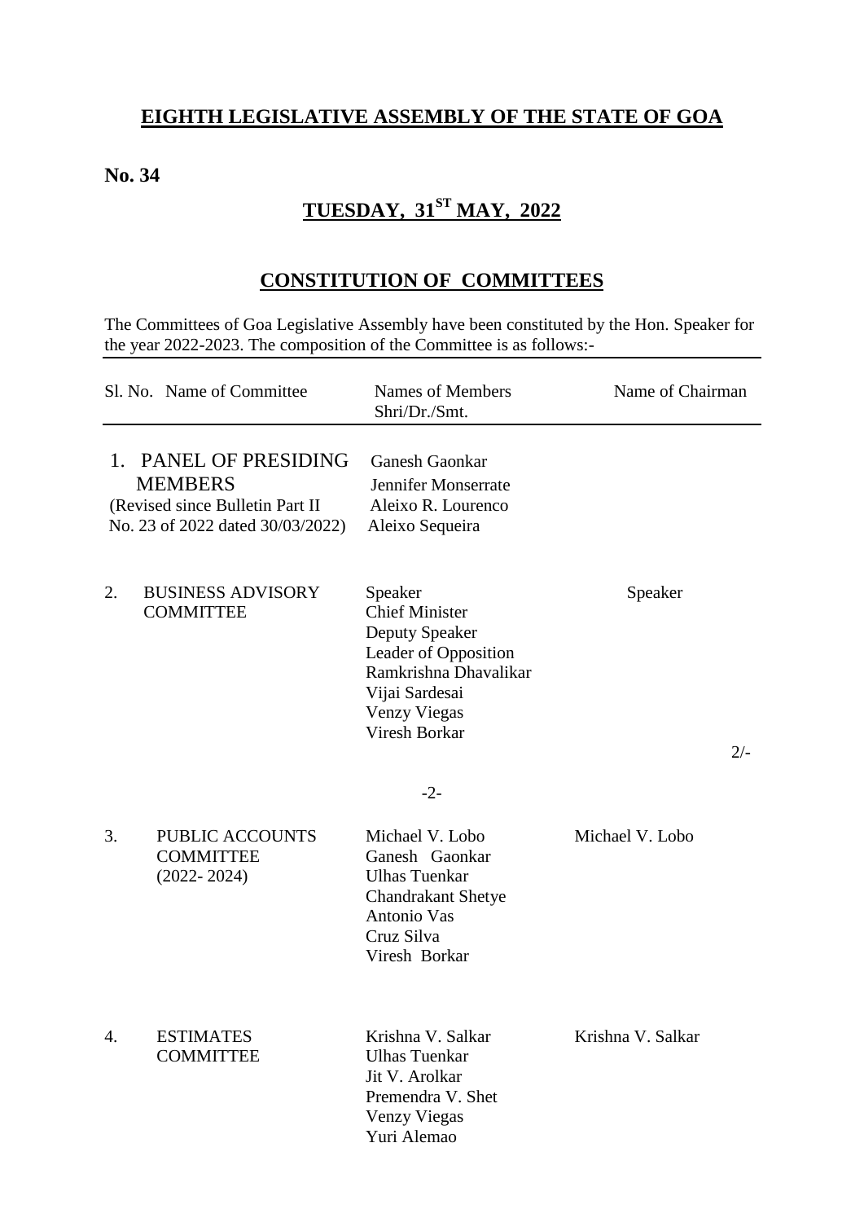# EIGHTH LEGISLATIVE ASSEMBLY OF THE STATE OF GOA

**No. 34**

## TUESDAY, 31ST MAY, 2022

## CONSTITUTION OF COMMITTEES

The Committees of Goa Legislative Assembly have been constituted by the Hon. Speaker for the year 2022-2023. The composition of the Committee is as follows:-

| Sl. No. | Name of Committee | Names of Members Shri/Dr./Smt. | Name of Chairman |
|---|---|---|---|
| 1. | PANEL OF PRESIDING MEMBERS (Revised since Bulletin Part II No. 23 of 2022 dated 30/03/2022) | Ganesh Gaonkar<br>Jennifer Monserrate<br>Aleixo R. Lourenco<br>Aleixo Sequeira | |
| 2. | BUSINESS ADVISORY COMMITTEE | Speaker<br>Chief Minister<br>Deputy Speaker<br>Leader of Opposition<br>Ramkrishna Dhavalikar<br>Vijai Sardesai<br>Venzy Viegas<br>Viresh Borkar | Speaker |
| 3. | PUBLIC ACCOUNTS COMMITTEE (2022- 2024) | Michael V. Lobo<br>Ganesh Gaonkar<br>Ulhas Tuenkar<br>Chandrakant Shetye<br>Antonio Vas<br>Cruz Silva<br>Viresh Borkar | Michael V. Lobo |
| 4. | ESTIMATES COMMITTEE | Krishna V. Salkar<br>Ulhas Tuenkar<br>Jit V. Arolkar<br>Premendra V. Shet<br>Venzy Viegas<br>Yuri Alemao | Krishna V. Salkar |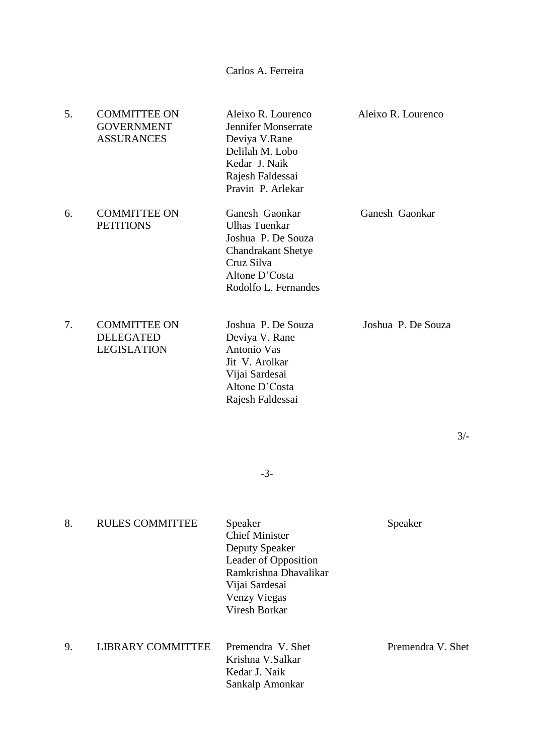| | | | |
|---|---|---|---|
| | | Carlos A. Ferreira | |
| 5. | COMMITTEE ON GOVERNMENT ASSURANCES | Aleixo R. Lourenco<br>Jennifer Monserrate<br>Deviya V.Rane<br>Delilah M. Lobo<br>Kedar J. Naik<br>Rajesh Faldessai<br>Pravin P. Arlekar | Aleixo R. Lourenco |
| 6. | COMMITTEE ON PETITIONS | Ganesh Gaonkar<br>Ulhas Tuenkar<br>Joshua P. De Souza<br>Chandrakant Shetye<br>Cruz Silva<br>Altone D'Costa<br>Rodolfo L. Fernandes | Ganesh Gaonkar |
| 7. | COMMITTEE ON DELEGATED LEGISLATION | Joshua P. De Souza<br>Deviya V. Rane<br>Antonio Vas<br>Jit V. Arolkar<br>Vijai Sardesai<br>Altone D'Costa<br>Rajesh Faldessai | Joshua P. De Souza |

3/-

| | | | |
|---|---|---|---|
| 8. | RULES COMMITTEE | Speaker<br>Chief Minister<br>Deputy Speaker<br>Leader of Opposition<br>Ramkrishna Dhavalikar<br>Vijai Sardesai<br>Venzy Viegas<br>Viresh Borkar | Speaker |
| 9. | LIBRARY COMMITTEE | Premendra V. Shet<br>Krishna V.Salkar<br>Kedar J. Naik<br>Sankalp Amonkar | Premendra V. Shet |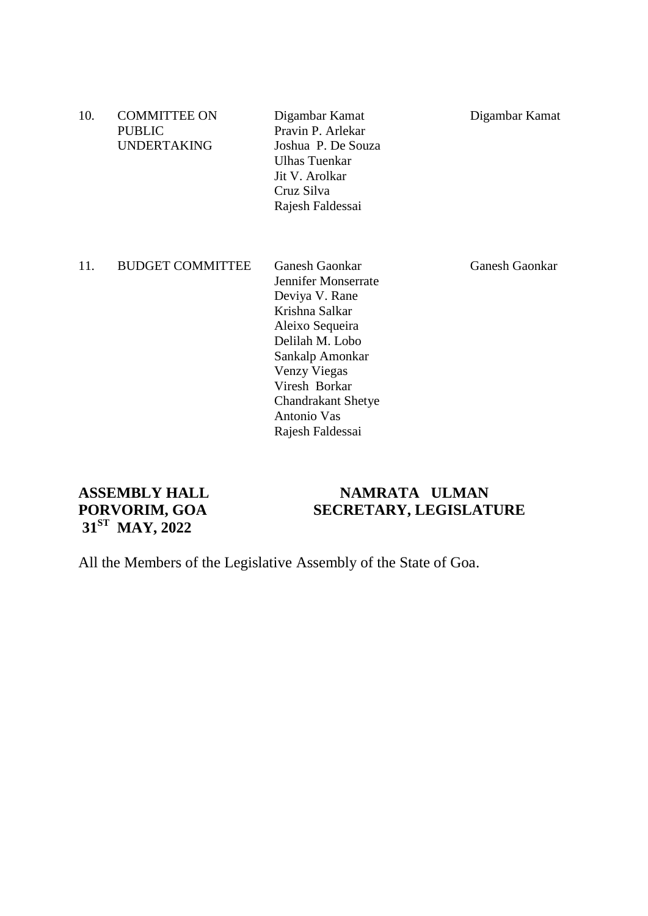| | | | |
|---|---|---|---|
| 10. | COMMITTEE ON PUBLIC UNDERTAKING | Digambar Kamat<br>Pravin P. Arlekar<br>Joshua P. De Souza<br>Ulhas Tuenkar<br>Jit V. Arolkar<br>Cruz Silva<br>Rajesh Faldessai | Digambar Kamat |
| 11. | BUDGET COMMITTEE | Ganesh Gaonkar<br>Jennifer Monserrate<br>Deviya V. Rane<br>Krishna Salkar<br>Aleixo Sequeira<br>Delilah M. Lobo<br>Sankalp Amonkar<br>Venzy Viegas<br>Viresh Borkar<br>Chandrakant Shetye<br>Antonio Vas<br>Rajesh Faldessai | Ganesh Gaonkar |

**ASSEMBLY HALL**
**PORVORIM, GOA**
**31[ST] MAY, 2022**

**NAMRATA ULMAN**
**SECRETARY, LEGISLATURE**

All the Members of the Legislative Assembly of the State of Goa.